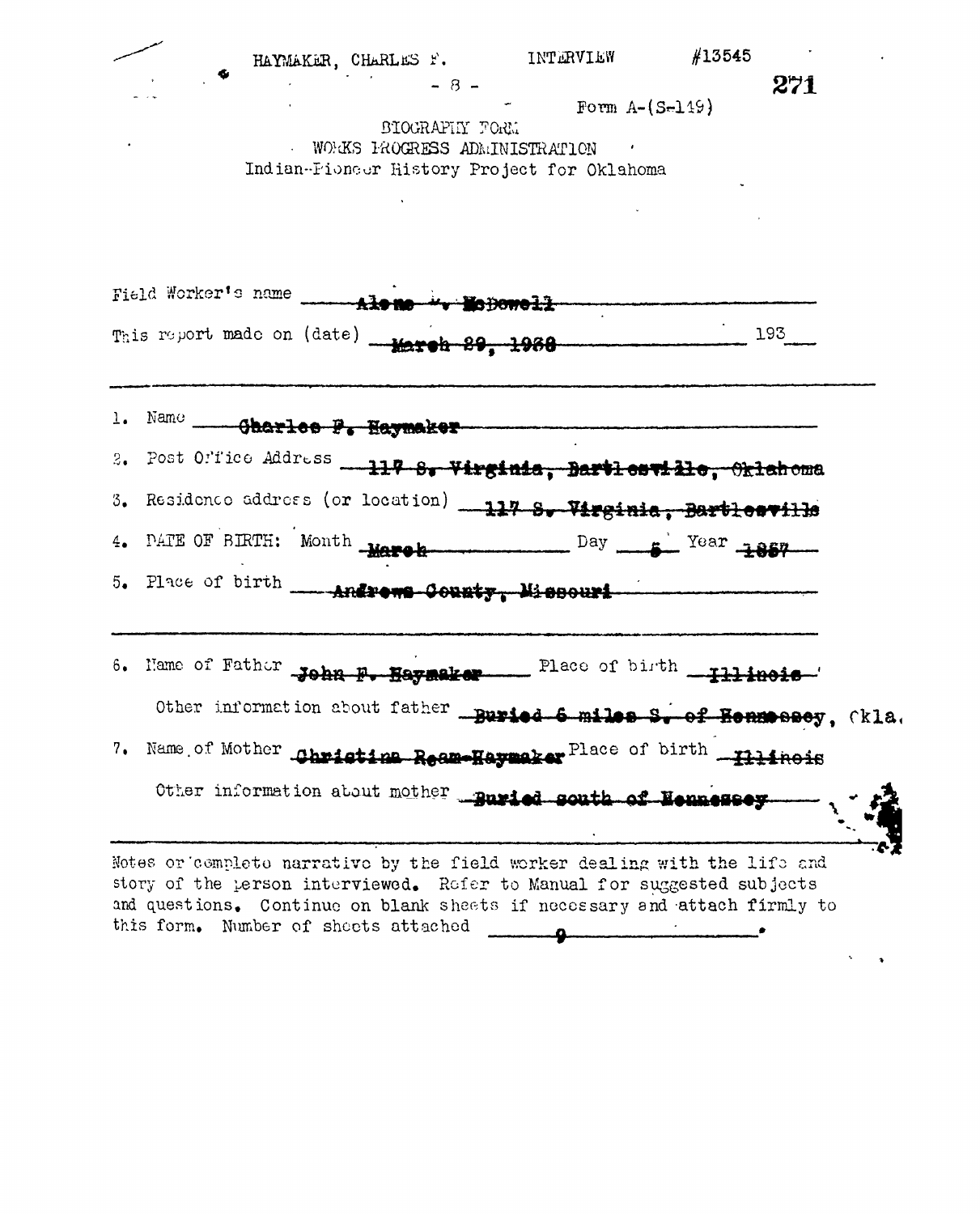HAYMAKER, CHARLES F.    INTERVIEW    #13545

Form A-(S-149)

BIOGRAPHY FORM
WORKS PROGRESS ADMINISTRATION
Indian-Pioneer History Project for Oklahoma

Field Worker's name **Alene D. McDowell**

This report made on (date) **March 29, 1938** 193__

1. Name **Charles F. Haymaker**
2. Post Office Address **117 S. Virginia, Bartlesville, Oklahoma**
3. Residence address (or location) **117 S. Virginia, Bartlesville**
4. DATE OF BIRTH: Month **March** Day **5** Year **1857**
5. Place of birth **Andrews County, Missouri**

6. Name of Father **John F. Haymaker** Place of birth **Illinois**

   Other information about father **Buried 5 miles S. of Hennessey, Okla.**
7. Name of Mother **Christina Ream-Haymaker** Place of birth **Illinois**

   Other information about mother **Buried south of Hennessey**

Notes or complete narrative by the field worker dealing with the life and story of the person interviewed. Refer to Manual for suggested subjects and questions. Continue on blank sheets if necessary and attach firmly to this form. Number of sheets attached **9**.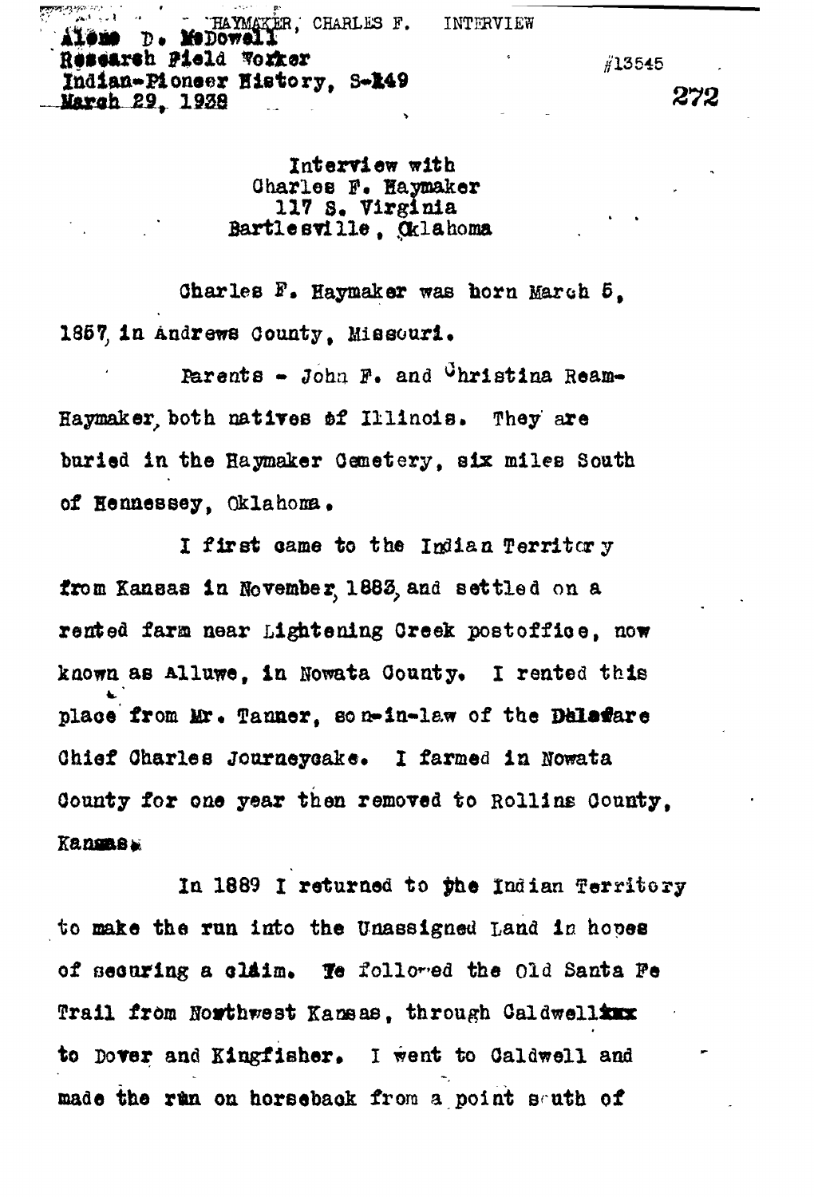HAYMAKER, CHARLES F. INTERVIEW

Alene D. McDowell
Research Field Worker
Indian-Pioneer History, S-149
March 29, 1938

#13545

Interview with
Charles F. Haymaker
117 S. Virginia
Bartlesville, Oklahoma

Charles F. Haymaker was born March 5, 1857, in Andrews County, Missouri.

Parents - John F. and Christina Ream-Haymaker, both natives of Illinois. They are buried in the Haymaker Cemetery, six miles South of Hennessey, Oklahoma.

I first came to the Indian Territory from Kansas in November, 1883, and settled on a rented farm near Lightening Creek postoffice, now known as Alluwe, in Nowata County. I rented this place from Mr. Tanner, son-in-law of the Delaware Chief Charles Journeycake. I farmed in Nowata County for one year then removed to Rollins County, Kansas.

In 1889 I returned to the Indian Territory to make the run into the Unassigned Land in hopes of securing a claim. We followed the Old Santa Fe Trail from Northwest Kansas, through Caldwell to Dover and Kingfisher. I went to Caldwell and made the run on horseback from a point south of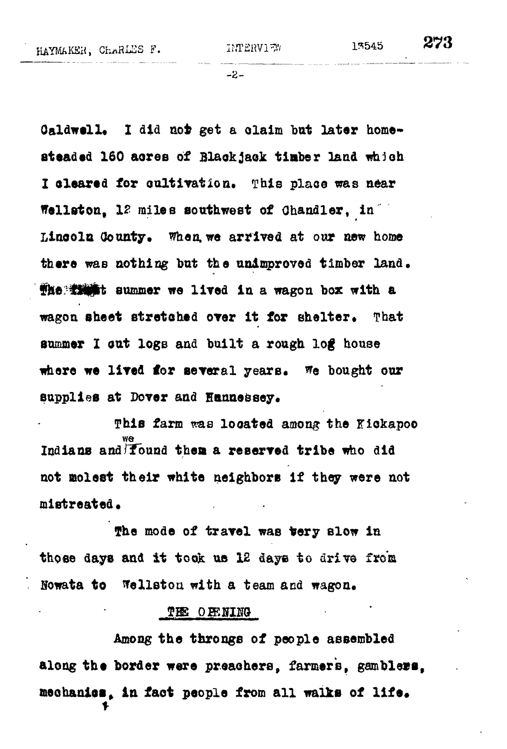Caldwell. I did not get a claim but later homesteaded 160 acres of Blackjack timber land which I cleared for cultivation. This place was near Wellston, 12 miles southwest of Chandler, in Lincoln County. When we arrived at our new home there was nothing but the unimproved timber land. The first summer we lived in a wagon box with a wagon sheet stretched over it for shelter. That summer I cut logs and built a rough log house where we lived for several years. We bought our supplies at Dover and Hennessey.

This farm was located among the Kickapoo Indians and we found them a reserved tribe who did not molest their white neighbors if they were not mistreated.

The mode of travel was very slow in those days and it took us 12 days to drive from Nowata to Wellston with a team and wagon.

## THE OPENING

Among the throngs of people assembled along the border were preachers, farmers, gamblers, mechanics, in fact people from all walks of life.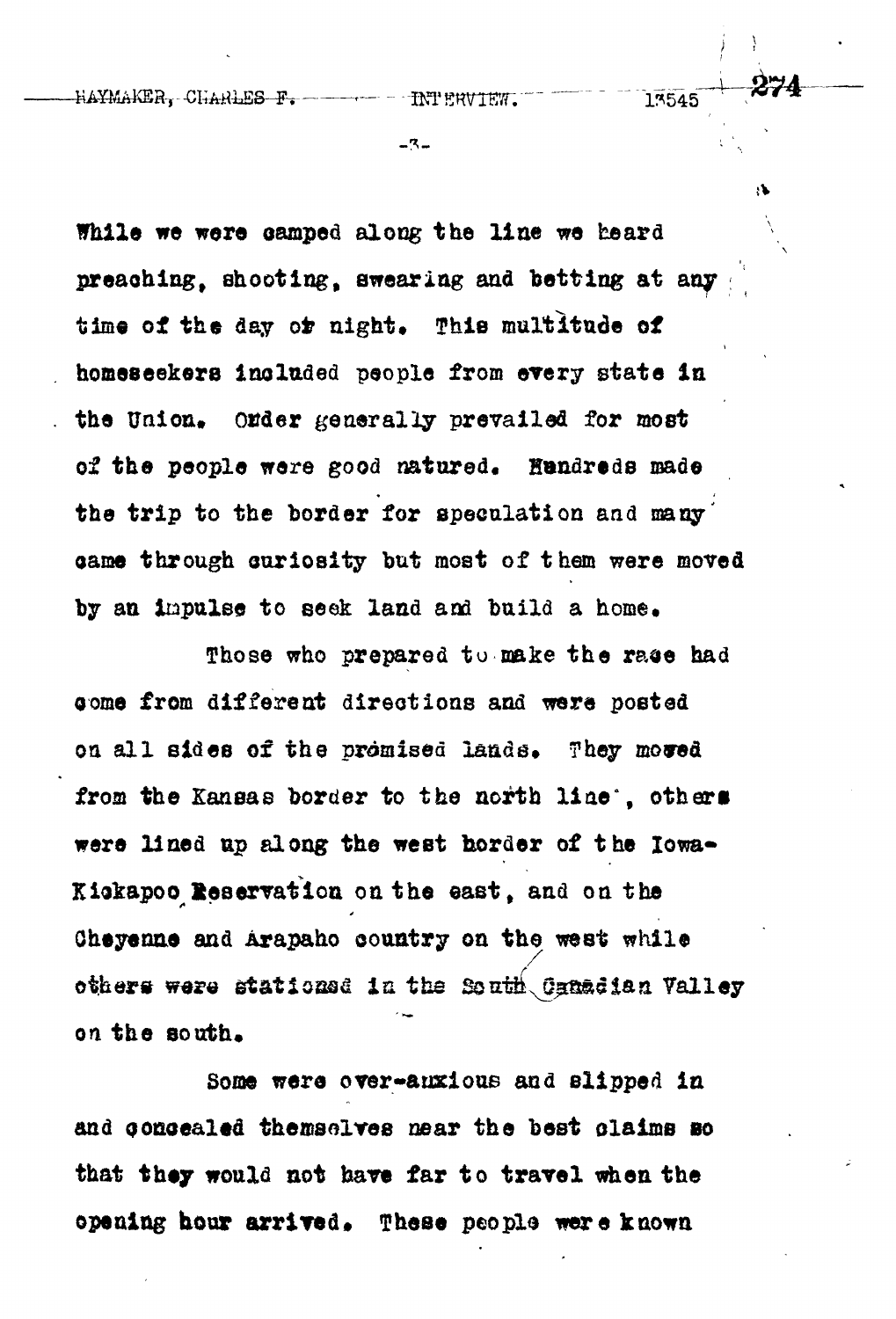While we were camped along the line we heard preaching, shooting, swearing and betting at any time of the day or night. This multitude of homeseekers included people from every state in the Union. Order generally prevailed for most of the people were good natured. Hundreds made the trip to the border for speculation and many came through curiosity but most of them were moved by an impulse to seek land and build a home.

Those who prepared to make the race had come from different directions and were posted on all sides of the promised lands. They moved from the Kansas border to the north line, others were lined up along the west border of the Iowa-Kickapoo Reservation on the east, and on the Cheyenne and Arapaho country on the west while others were stationed in the South Canadian Valley on the south.

Some were over-anxious and slipped in and concealed themselves near the best claims so that they would not have far to travel when the opening hour arrived. These people were known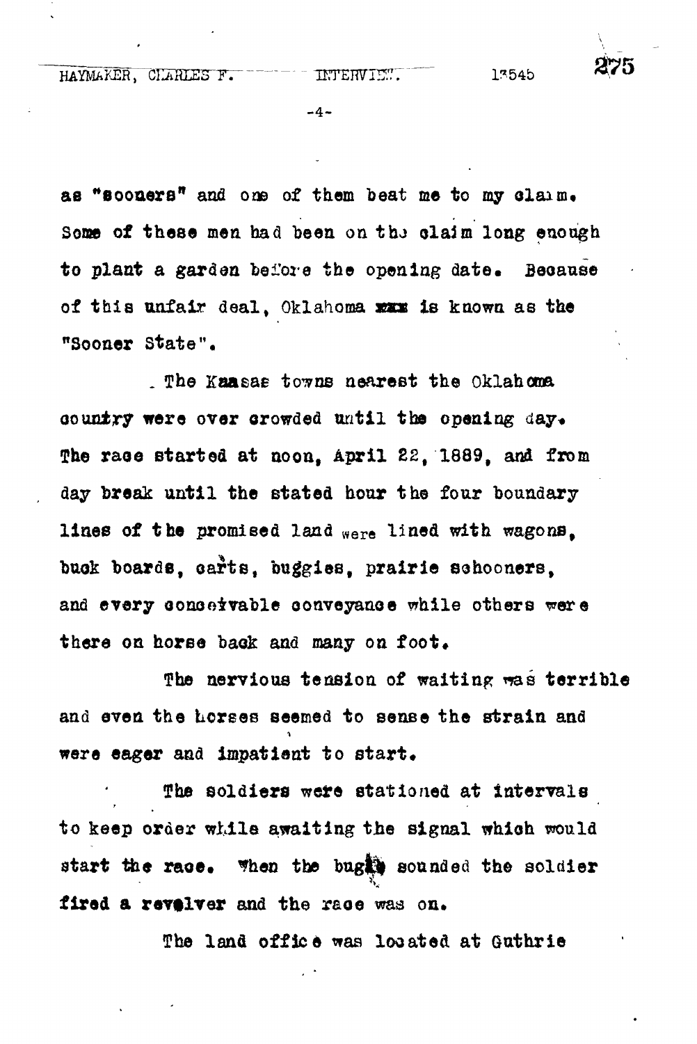as "sooners" and one of them beat me to my claim. Some of these men had been on the claim long enough to plant a garden before the opening date. Because of this unfair deal, Oklahoma xxx is known as the "Sooner State".

The Kansas towns nearest the Oklahoma country were over crowded until the opening day. The race started at noon, April 22, 1889, and from day break until the stated hour the four boundary lines of the promised land were lined with wagons, buck boards, carts, buggies, prairie schooners, and every conceivable conveyance while others were there on horse back and many on foot.

The nervious tension of waiting was terrible and even the horses seemed to sense the strain and were eager and impatient to start.

The soldiers were stationed at intervals to keep order while awaiting the signal which would start the race. When the bugle sounded the soldier fired a revolver and the race was on.

The land office was located at Guthrie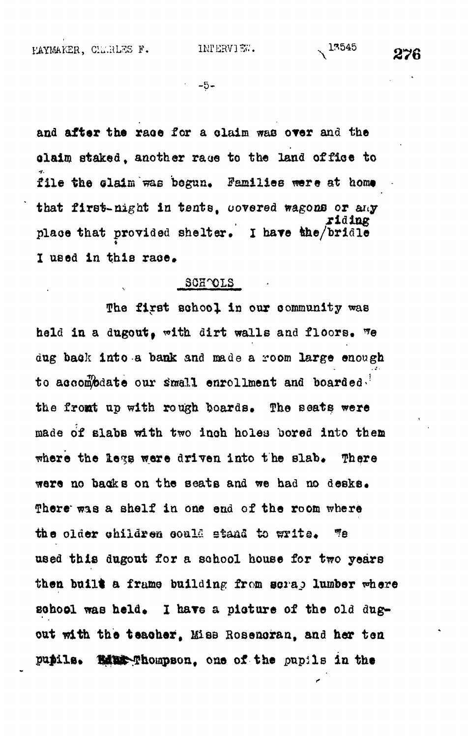and after the race for a claim was over and the claim staked, another race to the land office to file the claim was begun. Families were at home that first-night in tents, covered wagons or any place that provided shelter. I have the riding bridle I used in this race.

## SCHOOLS

The first school in our community was held in a dugout, with dirt walls and floors. We dug back into a bank and made a room large enough to accomodate our small enrollment and boarded the front up with rough boards. The seats were made of slabs with two inch holes bored into them where the legs were driven into the slab. There were no backs on the seats and we had no desks. There was a shelf in one end of the room where the older children could stand to write. We used this dugout for a school house for two years then built a frame building from scrap lumber where school was held. I have a picture of the old dugout with the teacher, Miss Rosencran, and her ten pupils. Edna Thompson, one of the pupils in the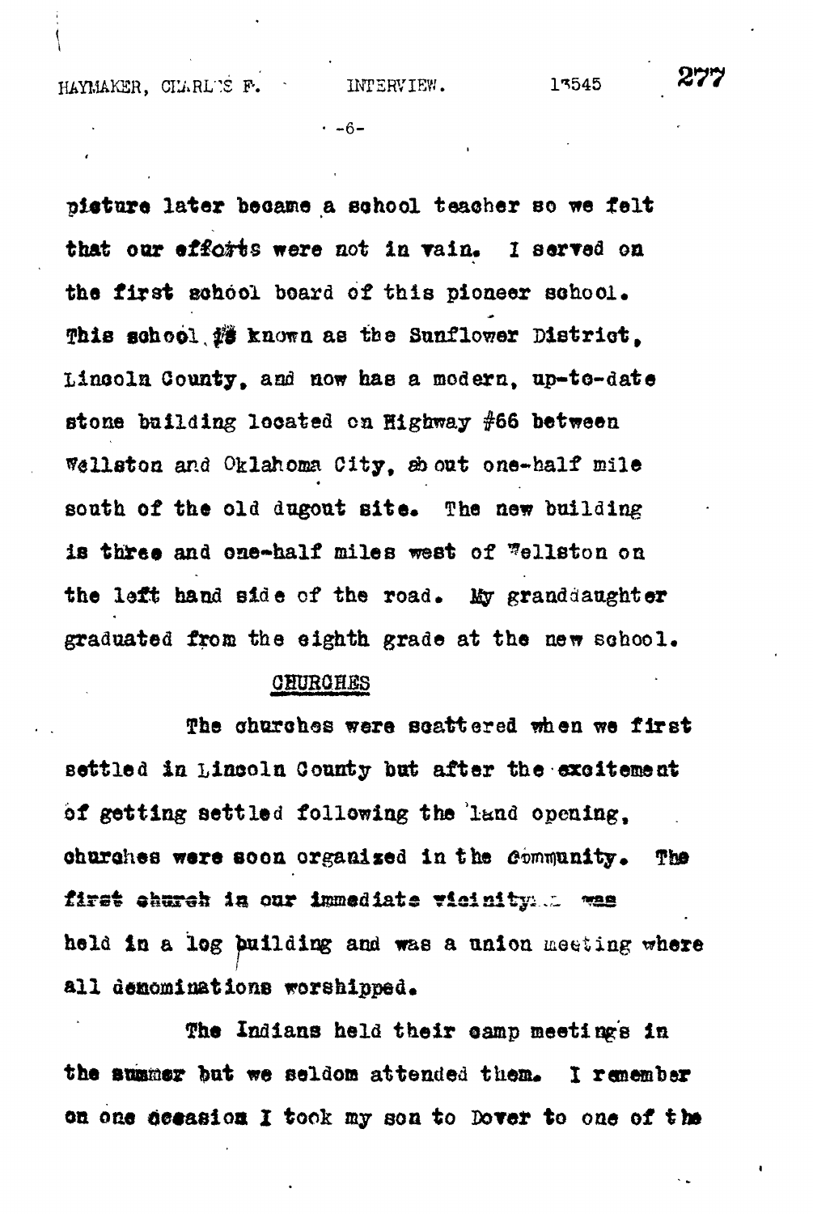picture later became a school teacher so we felt that our efforts were not in vain. I served on the first school board of this pioneer school. This school is known as the Sunflower District, Lincoln County, and now has a modern, up-to-date stone building located on Highway #66 between Wellston and Oklahoma City, about one-half mile south of the old dugout site. The new building is three and one-half miles west of Wellston on the left hand side of the road. My granddaughter graduated from the eighth grade at the new school.

## CHURCHES

The churches were scattered when we first settled in Lincoln County but after the excitement of getting settled following the land opening, churches were soon organized in the community. The first church in our immediate vicinity was held in a log building and was a union meeting where all denominations worshipped.

The Indians held their camp meetings in the summer but we seldom attended them. I remember on one occasion I took my son to Dover to one of the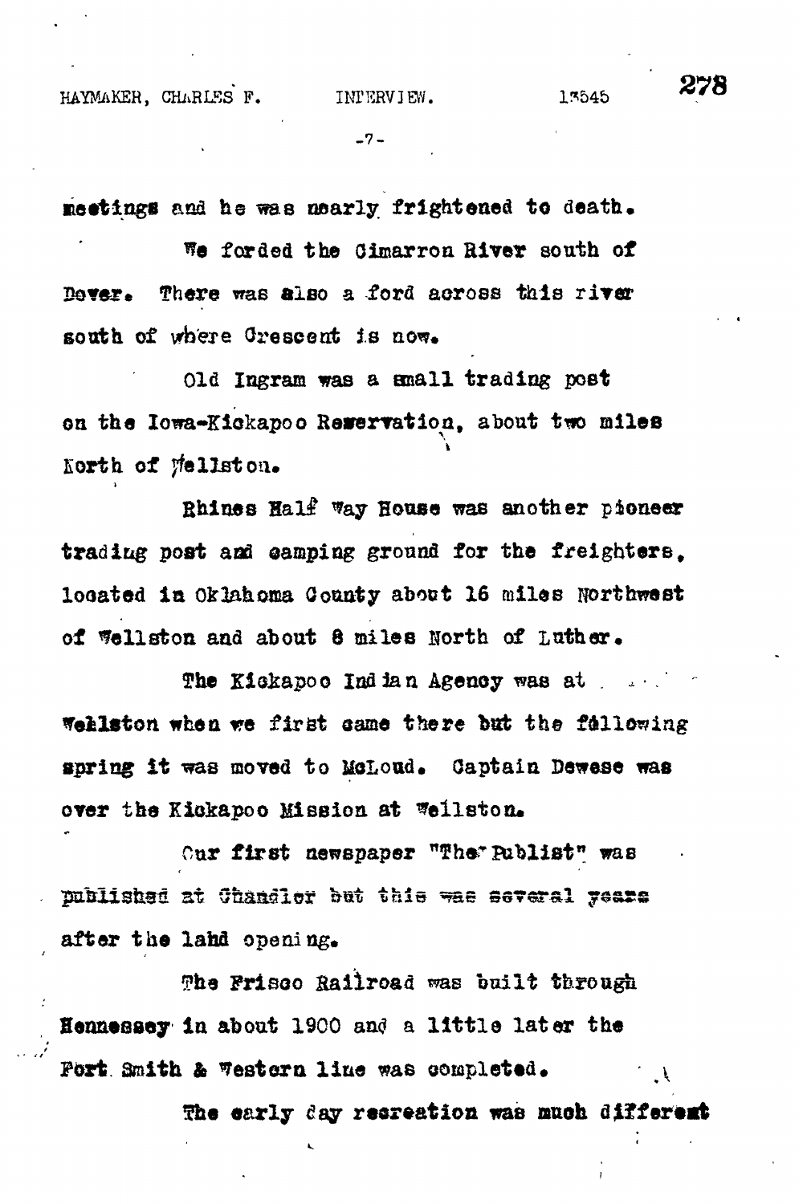meetings and he was nearly frightened to death.

We forded the Cimarron River south of Dover. There was also a ford across this river south of where Crescent is now.

Old Ingram was a small trading post on the Iowa-Kickapoo Reservation, about two miles North of Wellston.

Rhines Half Way House was another pioneer trading post and camping ground for the freighters, located in Oklahoma County about 16 miles Northwest of Wellston and about 8 miles North of Luther.

The Kickapoo Indian Agency was at Wellston when we first came there but the following spring it was moved to McLoud. Captain Dewese was over the Kickapoo Mission at Wellston.

Our first newspaper "The Publist" was published at Chandler but this was several years after the land opening.

The Frisco Railroad was built through Hennessey in about 1900 and a little later the Fort Smith & Western line was completed.

The early day recreation was much different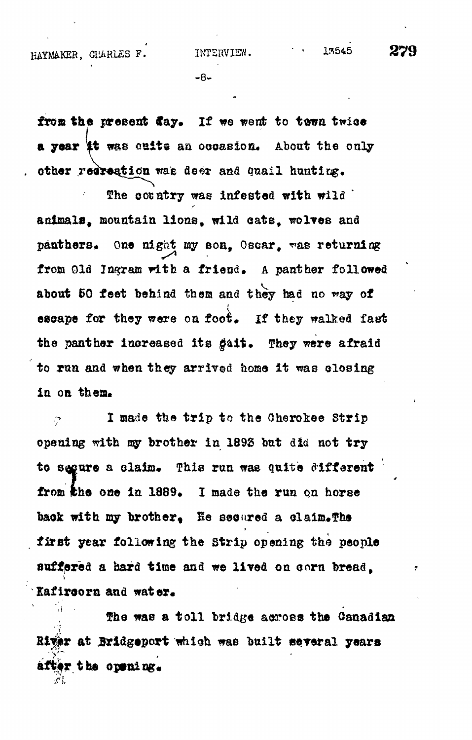from the present day. If we went to town twice a year it was quite an occasion. About the only other recreation was deer and quail hunting.

The country was infested with wild animals, mountain lions, wild cats, wolves and panthers. One night my son, Oscar, was returning from Old Ingram with a friend. A panther followed about 50 feet behind them and they had no way of escape for they were on foot. If they walked fast the panther increased its gait. They were afraid to run and when they arrived home it was closing in on them.

I made the trip to the Cherokee Strip opening with my brother in 1893 but did not try to secure a claim. This run was quite different from the one in 1889. I made the run on horse back with my brother. He secured a claim. The first year following the Strip opening the people suffered a hard time and we lived on corn bread, Kafircorn and water.

The was a toll bridge across the Canadian River at Bridgeport which was built several years after the opening.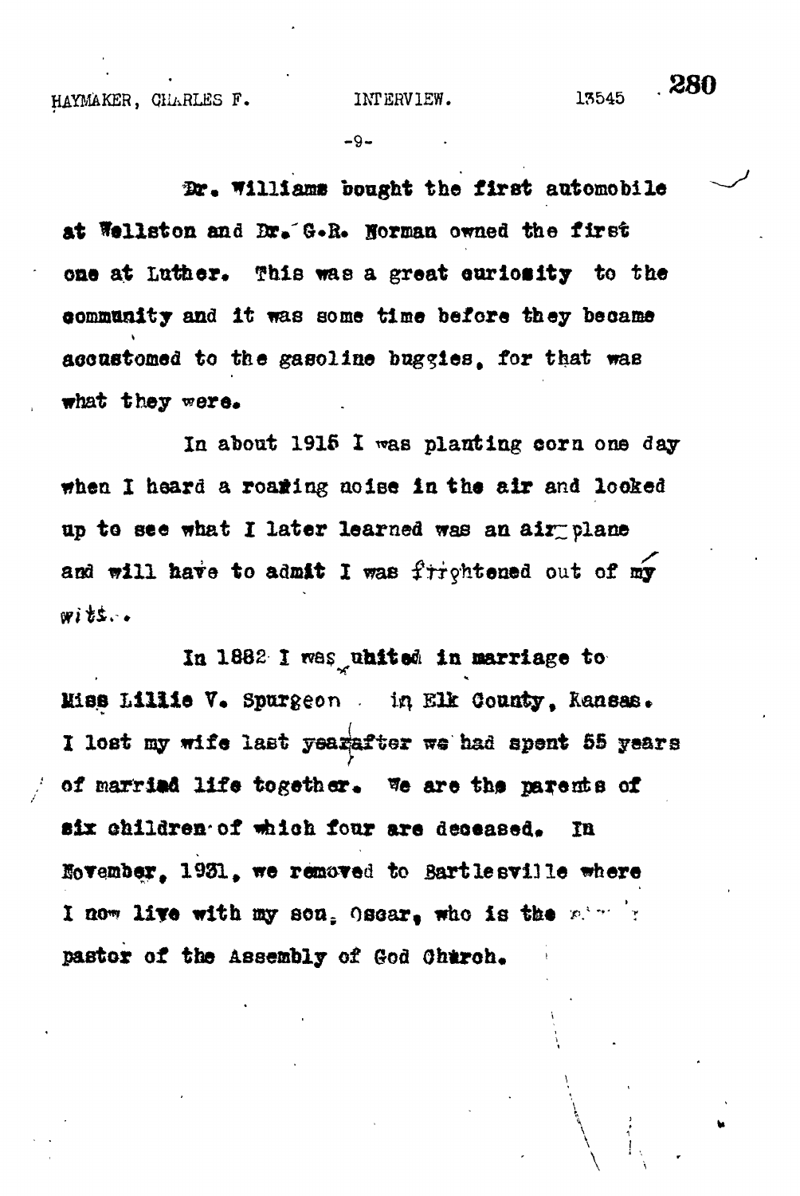Dr. Williams bought the first automobile at Wellston and Dr. G.R. Norman owned the first one at Luther. This was a great curiosity to the community and it was some time before they became accustomed to the gasoline buggies, for that was what they were.

In about 1915 I was planting corn one day when I heard a roaring noise in the air and looked up to see what I later learned was an air plane and will have to admit I was frightened out of my wits.

In 1882 I was united in marriage to Miss Lillie V. Spurgeon in Elk County, Kansas. I lost my wife last year after we had spent 55 years of married life together. We are the parents of six children of which four are deceased. In November, 1931, we removed to Bartlesville where I now live with my son, Oscar, who is the pastor of the Assembly of God Church.